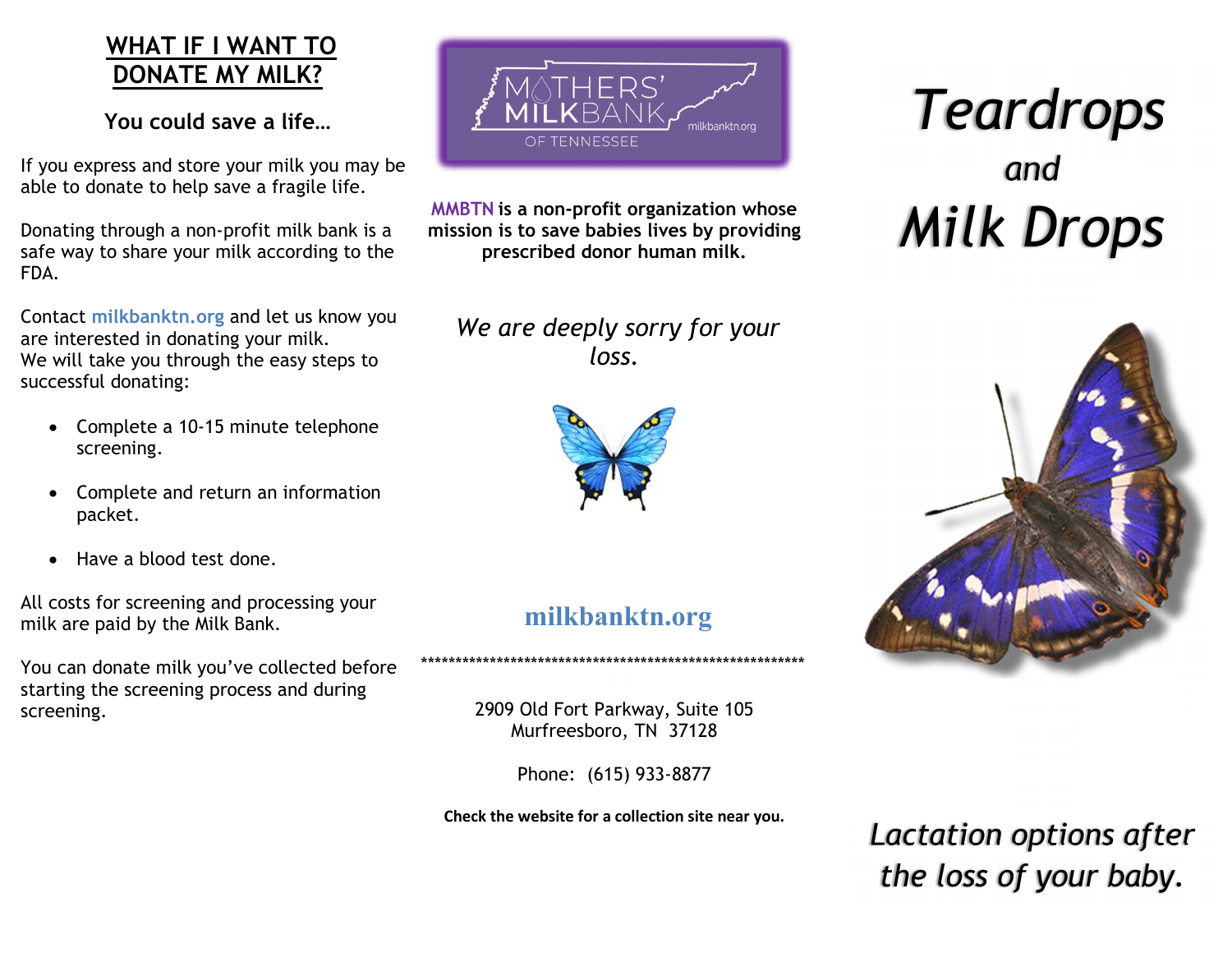## WHAT IF I WANT TO DONATE MY MILK?

**You could save a life…**

If you express and store your milk you may be able to donate to help save a fragile life.

Donating through a non-profit milk bank is a safe way to share your milk according to the FDA.

Contact **milkbanktn.org** and let us know you are interested in donating your milk.
We will take you through the easy steps to successful donating:

- Complete a 10-15 minute telephone screening.
- Complete and return an information packet.
- Have a blood test done.

All costs for screening and processing your milk are paid by the Milk Bank.

You can donate milk you've collected before starting the screening process and during screening.

MOTHERS' MILKBANK OF TENNESSEE
milkbanktn.org

**MMBTN is a non-profit organization whose mission is to save babies lives by providing prescribed donor human milk.**

*We are deeply sorry for your loss.*

**milkbanktn.org**

**********************************************************

2909 Old Fort Parkway, Suite 105
Murfreesboro, TN 37128

Phone: (615) 933-8877

**Check the website for a collection site near you.**

# *Teardrops and Milk Drops*

*Lactation options after the loss of your baby.*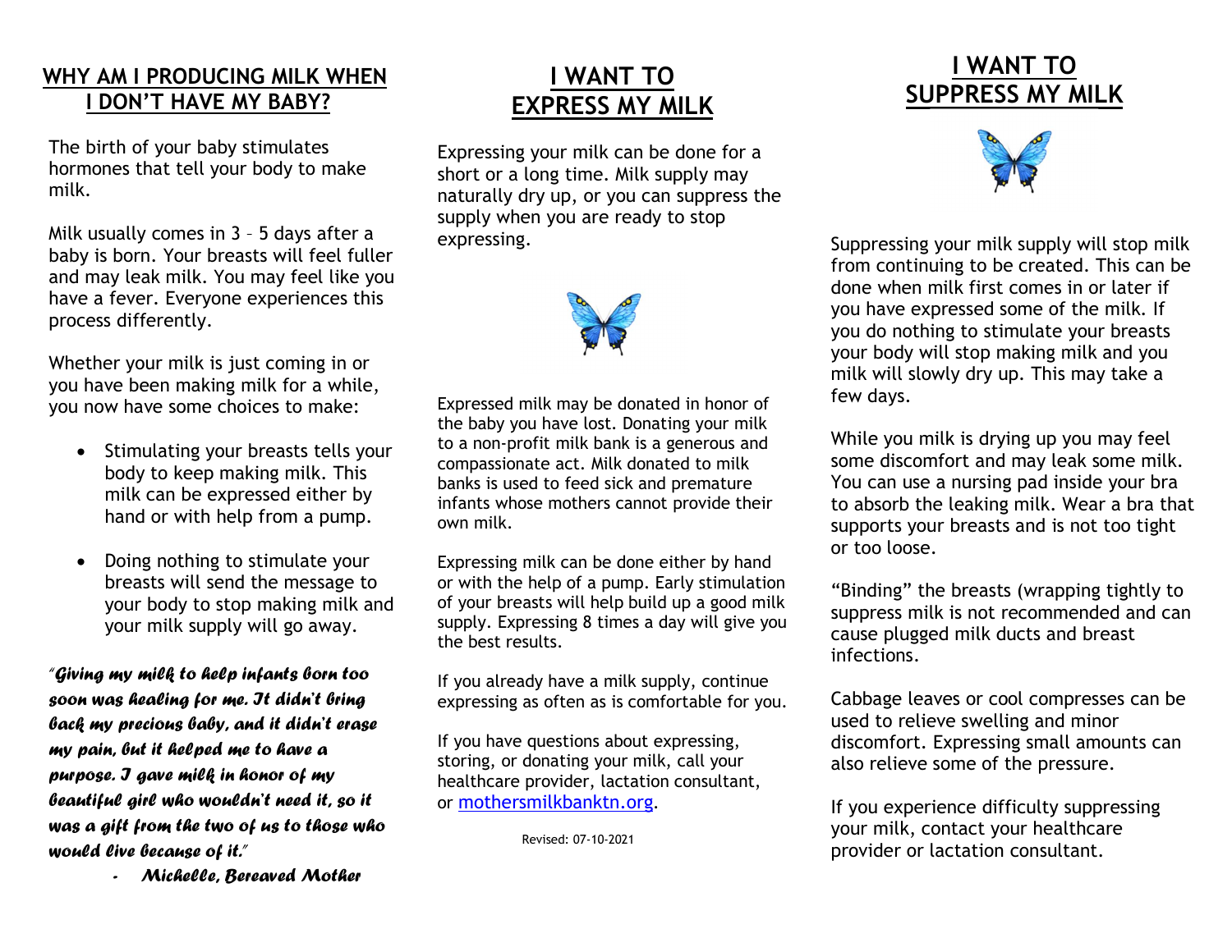## WHY AM I PRODUCING MILK WHEN I DON'T HAVE MY BABY?

The birth of your baby stimulates hormones that tell your body to make milk.

Milk usually comes in 3 – 5 days after a baby is born. Your breasts will feel fuller and may leak milk. You may feel like you have a fever. Everyone experiences this process differently.

Whether your milk is just coming in or you have been making milk for a while, you now have some choices to make:

- Stimulating your breasts tells your body to keep making milk. This milk can be expressed either by hand or with help from a pump.
- Doing nothing to stimulate your breasts will send the message to your body to stop making milk and your milk supply will go away.

*"Giving my milk to help infants born too soon was healing for me. It didn't bring back my precious baby, and it didn't erase my pain, but it helped me to have a purpose. I gave milk in honor of my beautiful girl who wouldn't need it, so it was a gift from the two of us to those who would live because of it."*

*- Michelle, Bereaved Mother*

## I WANT TO EXPRESS MY MILK

Expressing your milk can be done for a short or a long time. Milk supply may naturally dry up, or you can suppress the supply when you are ready to stop expressing.

Expressed milk may be donated in honor of the baby you have lost. Donating your milk to a non-profit milk bank is a generous and compassionate act. Milk donated to milk banks is used to feed sick and premature infants whose mothers cannot provide their own milk.

Expressing milk can be done either by hand or with the help of a pump. Early stimulation of your breasts will help build up a good milk supply. Expressing 8 times a day will give you the best results.

If you already have a milk supply, continue expressing as often as is comfortable for you.

If you have questions about expressing, storing, or donating your milk, call your healthcare provider, lactation consultant, or mothersmilkbanktn.org.

Revised: 07-10-2021

## I WANT TO SUPPRESS MY MILK

Suppressing your milk supply will stop milk from continuing to be created. This can be done when milk first comes in or later if you have expressed some of the milk. If you do nothing to stimulate your breasts your body will stop making milk and you milk will slowly dry up. This may take a few days.

While you milk is drying up you may feel some discomfort and may leak some milk. You can use a nursing pad inside your bra to absorb the leaking milk. Wear a bra that supports your breasts and is not too tight or too loose.

"Binding" the breasts (wrapping tightly to suppress milk is not recommended and can cause plugged milk ducts and breast infections.

Cabbage leaves or cool compresses can be used to relieve swelling and minor discomfort. Expressing small amounts can also relieve some of the pressure.

If you experience difficulty suppressing your milk, contact your healthcare provider or lactation consultant.